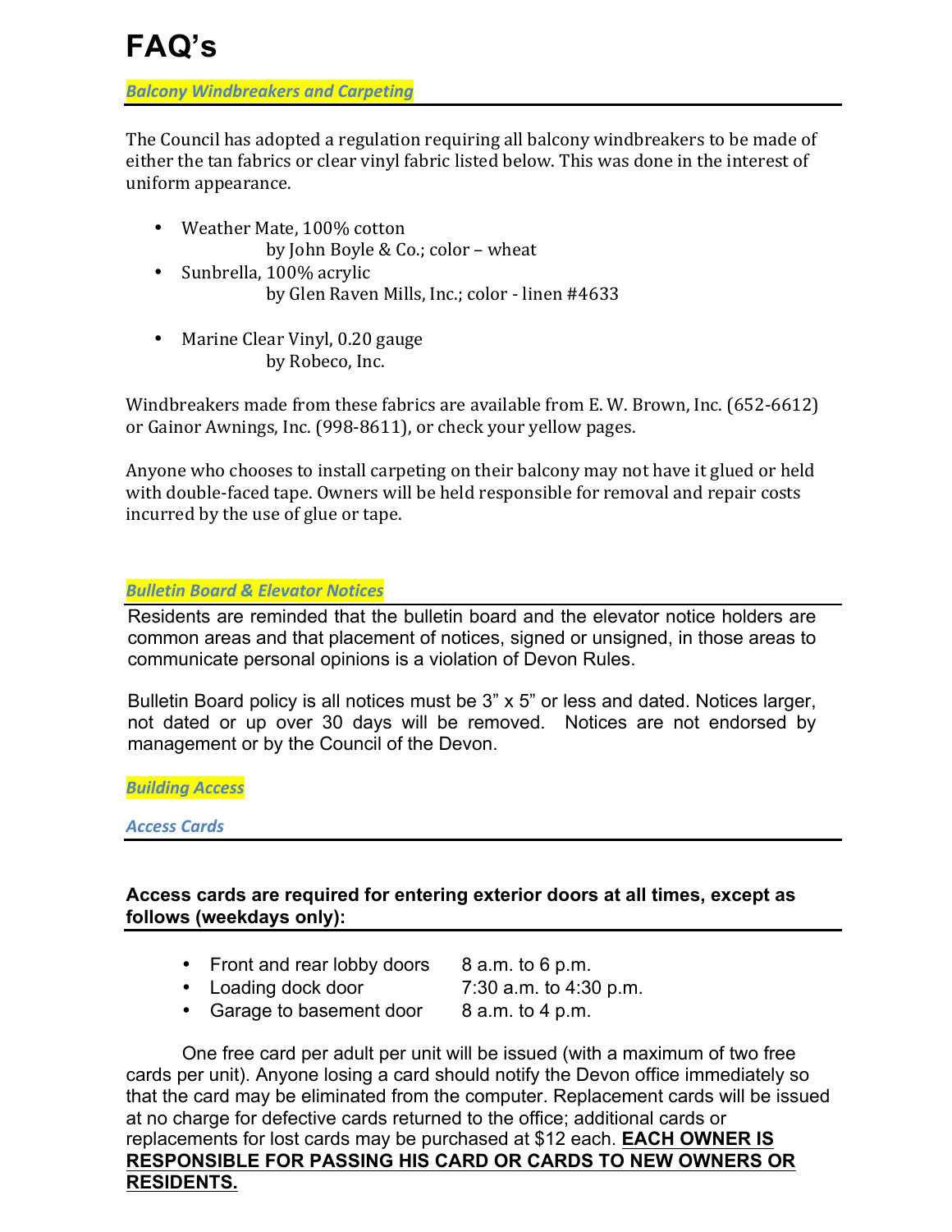# FAQ's

## *Balcony Windbreakers and Carpeting*

The Council has adopted a regulation requiring all balcony windbreakers to be made of either the tan fabrics or clear vinyl fabric listed below. This was done in the interest of uniform appearance.

- Weather Mate, 100% cotton
  by John Boyle & Co.; color – wheat
- Sunbrella, 100% acrylic
  by Glen Raven Mills, Inc.; color - linen #4633
- Marine Clear Vinyl, 0.20 gauge
  by Robeco, Inc.

Windbreakers made from these fabrics are available from E. W. Brown, Inc. (652-6612) or Gainor Awnings, Inc. (998-8611), or check your yellow pages.

Anyone who chooses to install carpeting on their balcony may not have it glued or held with double-faced tape. Owners will be held responsible for removal and repair costs incurred by the use of glue or tape.

## *Bulletin Board & Elevator Notices*

Residents are reminded that the bulletin board and the elevator notice holders are common areas and that placement of notices, signed or unsigned, in those areas to communicate personal opinions is a violation of Devon Rules.

Bulletin Board policy is all notices must be 3" x 5" or less and dated. Notices larger, not dated or up over 30 days will be removed. Notices are not endorsed by management or by the Council of the Devon.

## *Building Access*

### *Access Cards*

**Access cards are required for entering exterior doors at all times, except as follows (weekdays only):**

- Front and rear lobby doors — 8 a.m. to 6 p.m.
- Loading dock door — 7:30 a.m. to 4:30 p.m.
- Garage to basement door — 8 a.m. to 4 p.m.

One free card per adult per unit will be issued (with a maximum of two free cards per unit). Anyone losing a card should notify the Devon office immediately so that the card may be eliminated from the computer. Replacement cards will be issued at no charge for defective cards returned to the office; additional cards or replacements for lost cards may be purchased at $12 each. **EACH OWNER IS RESPONSIBLE FOR PASSING HIS CARD OR CARDS TO NEW OWNERS OR RESIDENTS.**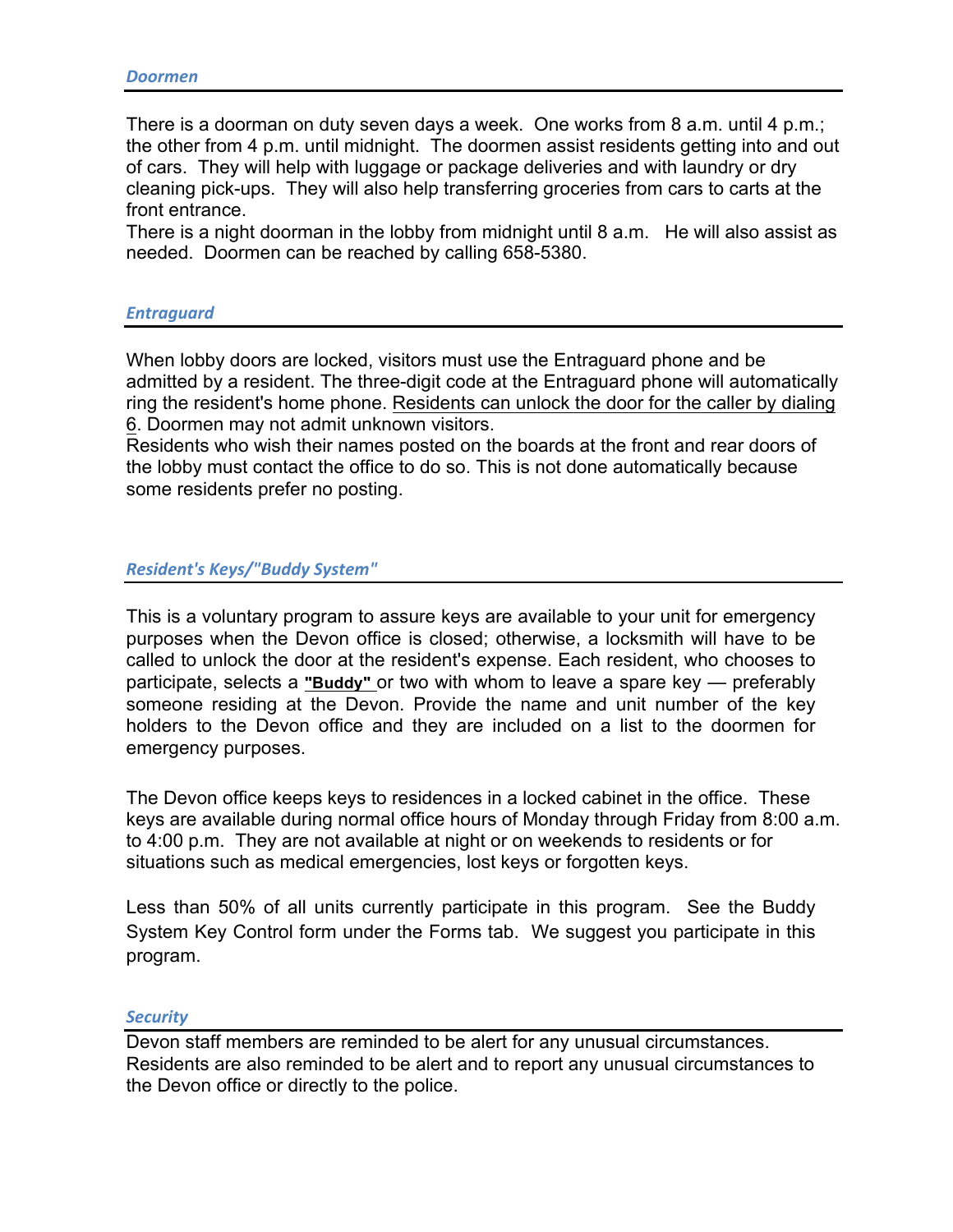## *Doormen*

There is a doorman on duty seven days a week. One works from 8 a.m. until 4 p.m.; the other from 4 p.m. until midnight. The doormen assist residents getting into and out of cars. They will help with luggage or package deliveries and with laundry or dry cleaning pick-ups. They will also help transferring groceries from cars to carts at the front entrance.
There is a night doorman in the lobby from midnight until 8 a.m. He will also assist as needed. Doormen can be reached by calling 658-5380.

## *Entraguard*

When lobby doors are locked, visitors must use the Entraguard phone and be admitted by a resident. The three-digit code at the Entraguard phone will automatically ring the resident's home phone. Residents can unlock the door for the caller by dialing 6. Doormen may not admit unknown visitors.
Residents who wish their names posted on the boards at the front and rear doors of the lobby must contact the office to do so. This is not done automatically because some residents prefer no posting.

## *Resident's Keys/"Buddy System"*

This is a voluntary program to assure keys are available to your unit for emergency purposes when the Devon office is closed; otherwise, a locksmith will have to be called to unlock the door at the resident's expense. Each resident, who chooses to participate, selects a **"Buddy"** or two with whom to leave a spare key — preferably someone residing at the Devon. Provide the name and unit number of the key holders to the Devon office and they are included on a list to the doormen for emergency purposes.

The Devon office keeps keys to residences in a locked cabinet in the office. These keys are available during normal office hours of Monday through Friday from 8:00 a.m. to 4:00 p.m. They are not available at night or on weekends to residents or for situations such as medical emergencies, lost keys or forgotten keys.

Less than 50% of all units currently participate in this program. See the Buddy System Key Control form under the Forms tab. We suggest you participate in this program.

## *Security*

Devon staff members are reminded to be alert for any unusual circumstances. Residents are also reminded to be alert and to report any unusual circumstances to the Devon office or directly to the police.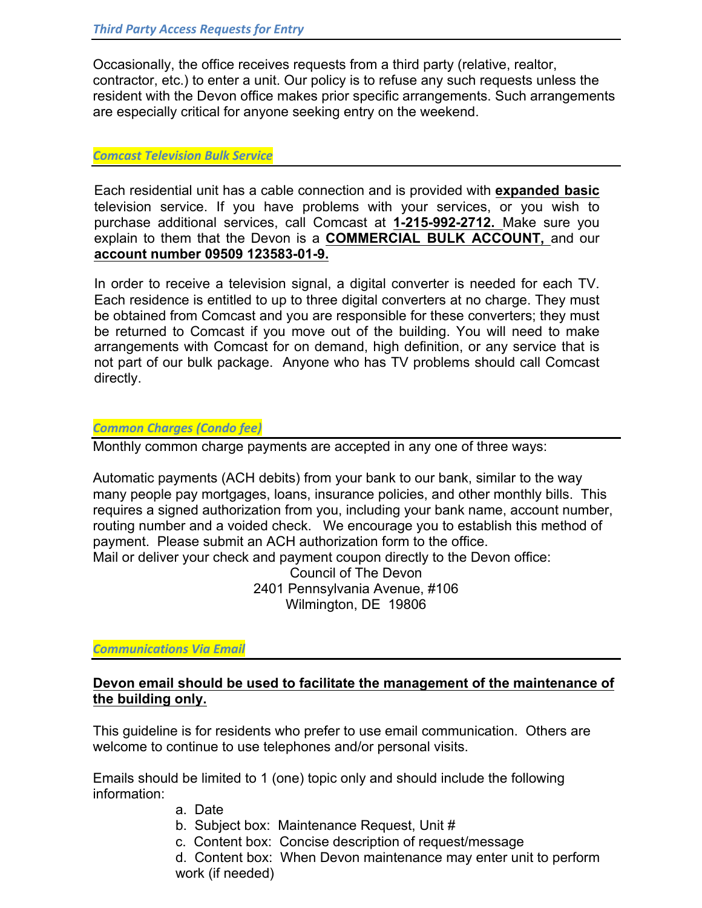### *Third Party Access Requests for Entry*

Occasionally, the office receives requests from a third party (relative, realtor, contractor, etc.) to enter a unit. Our policy is to refuse any such requests unless the resident with the Devon office makes prior specific arrangements. Such arrangements are especially critical for anyone seeking entry on the weekend.

### *Comcast Television Bulk Service*

Each residential unit has a cable connection and is provided with **expanded basic** television service. If you have problems with your services, or you wish to purchase additional services, call Comcast at **1-215-992-2712.** Make sure you explain to them that the Devon is a **COMMERCIAL BULK ACCOUNT,** and our **account number 09509 123583-01-9.**

In order to receive a television signal, a digital converter is needed for each TV. Each residence is entitled to up to three digital converters at no charge. They must be obtained from Comcast and you are responsible for these converters; they must be returned to Comcast if you move out of the building. You will need to make arrangements with Comcast for on demand, high definition, or any service that is not part of our bulk package. Anyone who has TV problems should call Comcast directly.

### *Common Charges (Condo fee)*

Monthly common charge payments are accepted in any one of three ways:

Automatic payments (ACH debits) from your bank to our bank, similar to the way many people pay mortgages, loans, insurance policies, and other monthly bills. This requires a signed authorization from you, including your bank name, account number, routing number and a voided check. We encourage you to establish this method of payment. Please submit an ACH authorization form to the office.
Mail or deliver your check and payment coupon directly to the Devon office:

Council of The Devon
2401 Pennsylvania Avenue, #106
Wilmington, DE 19806

### *Communications Via Email*

**Devon email should be used to facilitate the management of the maintenance of the building only.**

This guideline is for residents who prefer to use email communication. Others are welcome to continue to use telephones and/or personal visits.

Emails should be limited to 1 (one) topic only and should include the following information:

a. Date
b. Subject box: Maintenance Request, Unit #
c. Content box: Concise description of request/message
d. Content box: When Devon maintenance may enter unit to perform work (if needed)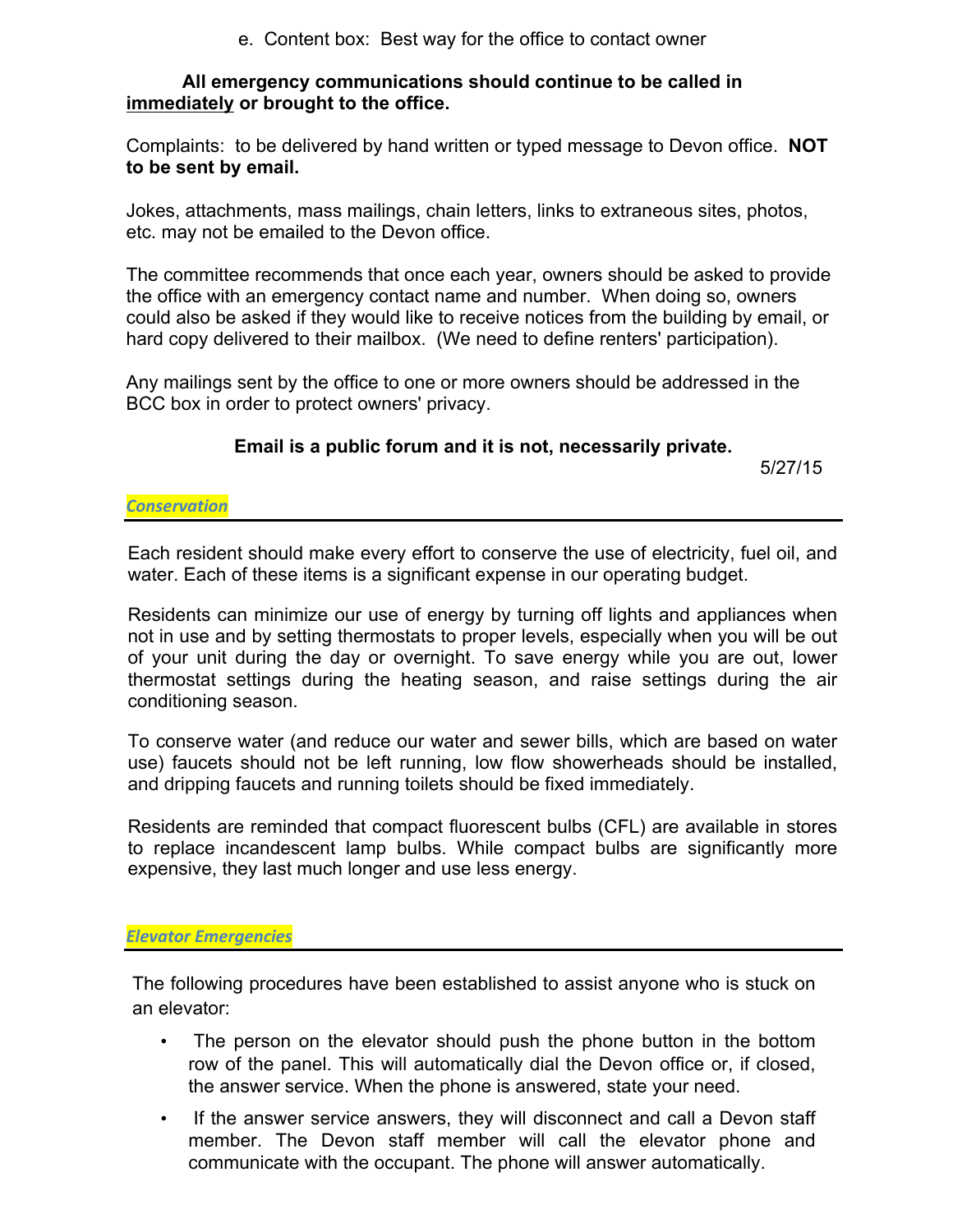e. Content box: Best way for the office to contact owner

**All emergency communications should continue to be called in immediately or brought to the office.**

Complaints: to be delivered by hand written or typed message to Devon office. **NOT to be sent by email.**

Jokes, attachments, mass mailings, chain letters, links to extraneous sites, photos, etc. may not be emailed to the Devon office.

The committee recommends that once each year, owners should be asked to provide the office with an emergency contact name and number. When doing so, owners could also be asked if they would like to receive notices from the building by email, or hard copy delivered to their mailbox. (We need to define renters' participation).

Any mailings sent by the office to one or more owners should be addressed in the BCC box in order to protect owners' privacy.

**Email is a public forum and it is not, necessarily private.**

5/27/15

## *Conservation*

Each resident should make every effort to conserve the use of electricity, fuel oil, and water. Each of these items is a significant expense in our operating budget.

Residents can minimize our use of energy by turning off lights and appliances when not in use and by setting thermostats to proper levels, especially when you will be out of your unit during the day or overnight. To save energy while you are out, lower thermostat settings during the heating season, and raise settings during the air conditioning season.

To conserve water (and reduce our water and sewer bills, which are based on water use) faucets should not be left running, low flow showerheads should be installed, and dripping faucets and running toilets should be fixed immediately.

Residents are reminded that compact fluorescent bulbs (CFL) are available in stores to replace incandescent lamp bulbs. While compact bulbs are significantly more expensive, they last much longer and use less energy.

## *Elevator Emergencies*

The following procedures have been established to assist anyone who is stuck on an elevator:

- The person on the elevator should push the phone button in the bottom row of the panel. This will automatically dial the Devon office or, if closed, the answer service. When the phone is answered, state your need.
- If the answer service answers, they will disconnect and call a Devon staff member. The Devon staff member will call the elevator phone and communicate with the occupant. The phone will answer automatically.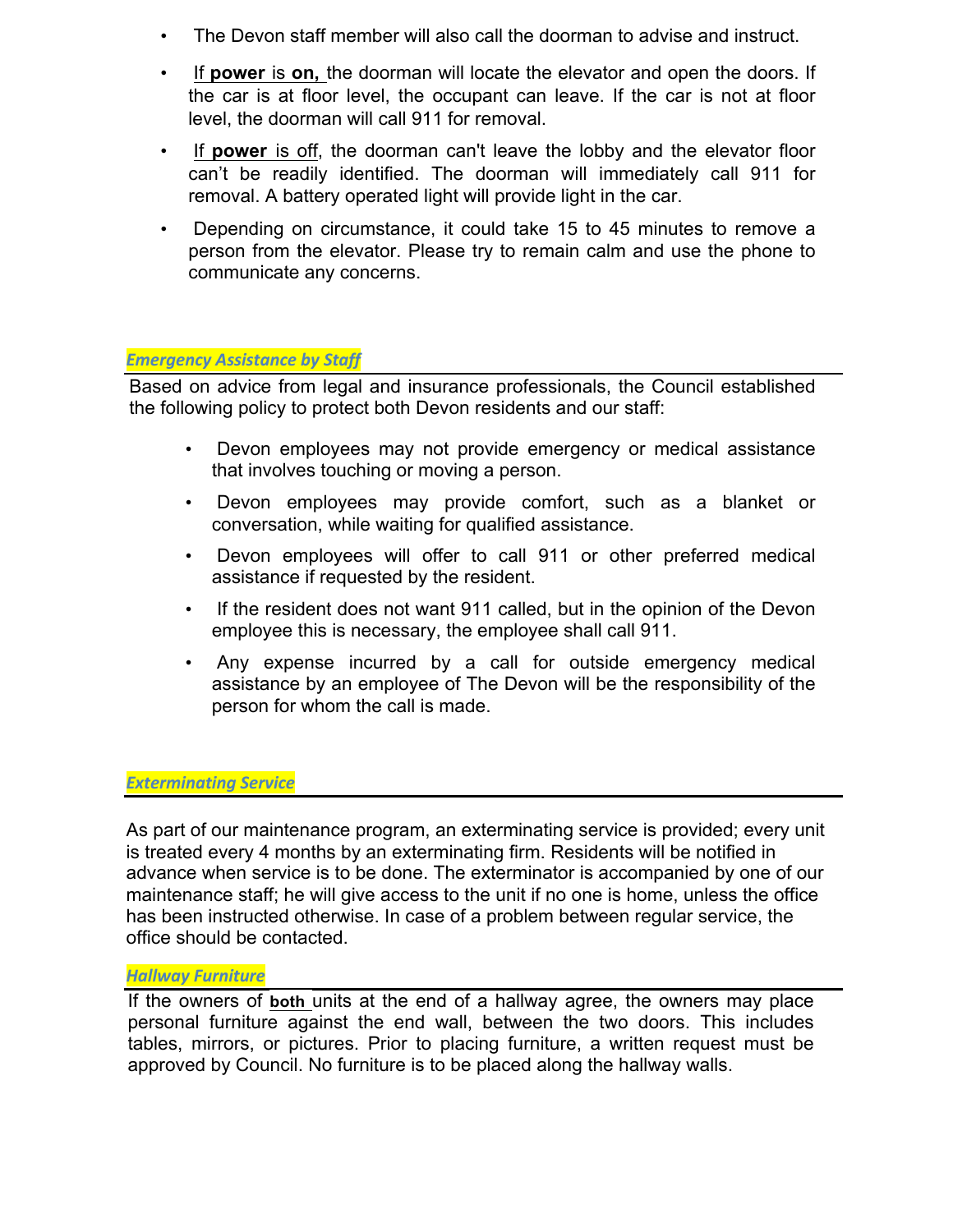- The Devon staff member will also call the doorman to advise and instruct.
- If **power** is **on,** the doorman will locate the elevator and open the doors. If the car is at floor level, the occupant can leave. If the car is not at floor level, the doorman will call 911 for removal.
- If **power** is off, the doorman can't leave the lobby and the elevator floor can't be readily identified. The doorman will immediately call 911 for removal. A battery operated light will provide light in the car.
- Depending on circumstance, it could take 15 to 45 minutes to remove a person from the elevator. Please try to remain calm and use the phone to communicate any concerns.

### *Emergency Assistance by Staff*

Based on advice from legal and insurance professionals, the Council established the following policy to protect both Devon residents and our staff:

- Devon employees may not provide emergency or medical assistance that involves touching or moving a person.
- Devon employees may provide comfort, such as a blanket or conversation, while waiting for qualified assistance.
- Devon employees will offer to call 911 or other preferred medical assistance if requested by the resident.
- If the resident does not want 911 called, but in the opinion of the Devon employee this is necessary, the employee shall call 911.
- Any expense incurred by a call for outside emergency medical assistance by an employee of The Devon will be the responsibility of the person for whom the call is made.

### *Exterminating Service*

As part of our maintenance program, an exterminating service is provided; every unit is treated every 4 months by an exterminating firm. Residents will be notified in advance when service is to be done. The exterminator is accompanied by one of our maintenance staff; he will give access to the unit if no one is home, unless the office has been instructed otherwise. In case of a problem between regular service, the office should be contacted.

### *Hallway Furniture*

If the owners of **both** units at the end of a hallway agree, the owners may place personal furniture against the end wall, between the two doors. This includes tables, mirrors, or pictures. Prior to placing furniture, a written request must be approved by Council. No furniture is to be placed along the hallway walls.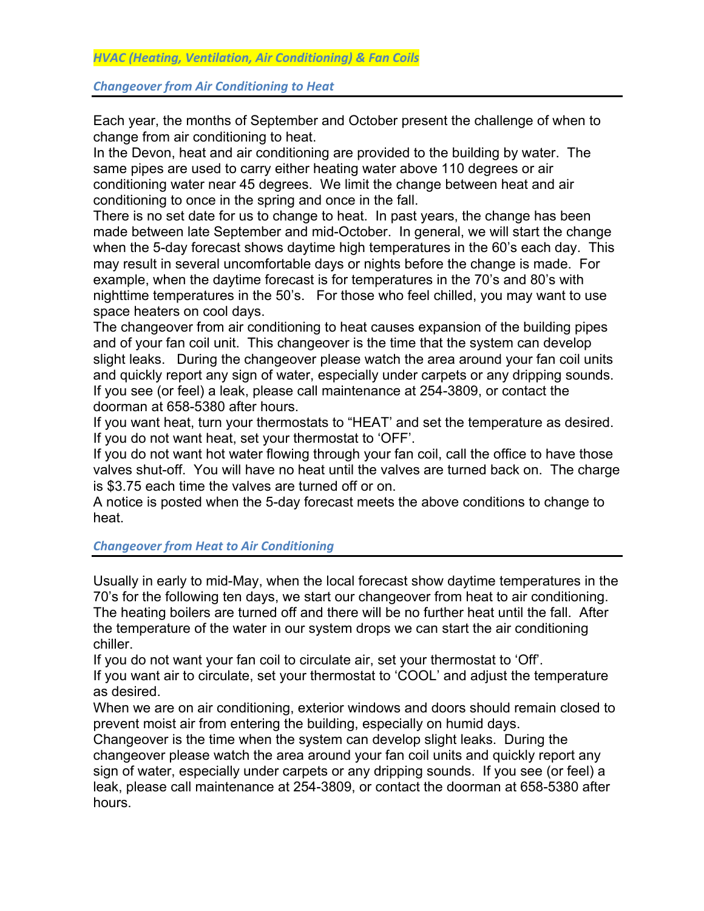## *HVAC (Heating, Ventilation, Air Conditioning) & Fan Coils*

### *Changeover from Air Conditioning to Heat*

Each year, the months of September and October present the challenge of when to change from air conditioning to heat.

In the Devon, heat and air conditioning are provided to the building by water. The same pipes are used to carry either heating water above 110 degrees or air conditioning water near 45 degrees. We limit the change between heat and air conditioning to once in the spring and once in the fall.

There is no set date for us to change to heat. In past years, the change has been made between late September and mid-October. In general, we will start the change when the 5-day forecast shows daytime high temperatures in the 60's each day. This may result in several uncomfortable days or nights before the change is made. For example, when the daytime forecast is for temperatures in the 70's and 80's with nighttime temperatures in the 50's. For those who feel chilled, you may want to use space heaters on cool days.

The changeover from air conditioning to heat causes expansion of the building pipes and of your fan coil unit. This changeover is the time that the system can develop slight leaks. During the changeover please watch the area around your fan coil units and quickly report any sign of water, especially under carpets or any dripping sounds. If you see (or feel) a leak, please call maintenance at 254-3809, or contact the doorman at 658-5380 after hours.

If you want heat, turn your thermostats to "HEAT' and set the temperature as desired. If you do not want heat, set your thermostat to 'OFF'.

If you do not want hot water flowing through your fan coil, call the office to have those valves shut-off. You will have no heat until the valves are turned back on. The charge is $3.75 each time the valves are turned off or on.

A notice is posted when the 5-day forecast meets the above conditions to change to heat.

### *Changeover from Heat to Air Conditioning*

Usually in early to mid-May, when the local forecast show daytime temperatures in the 70's for the following ten days, we start our changeover from heat to air conditioning. The heating boilers are turned off and there will be no further heat until the fall. After the temperature of the water in our system drops we can start the air conditioning chiller.

If you do not want your fan coil to circulate air, set your thermostat to 'Off'.

If you want air to circulate, set your thermostat to 'COOL' and adjust the temperature as desired.

When we are on air conditioning, exterior windows and doors should remain closed to prevent moist air from entering the building, especially on humid days.

Changeover is the time when the system can develop slight leaks. During the changeover please watch the area around your fan coil units and quickly report any sign of water, especially under carpets or any dripping sounds. If you see (or feel) a leak, please call maintenance at 254-3809, or contact the doorman at 658-5380 after hours.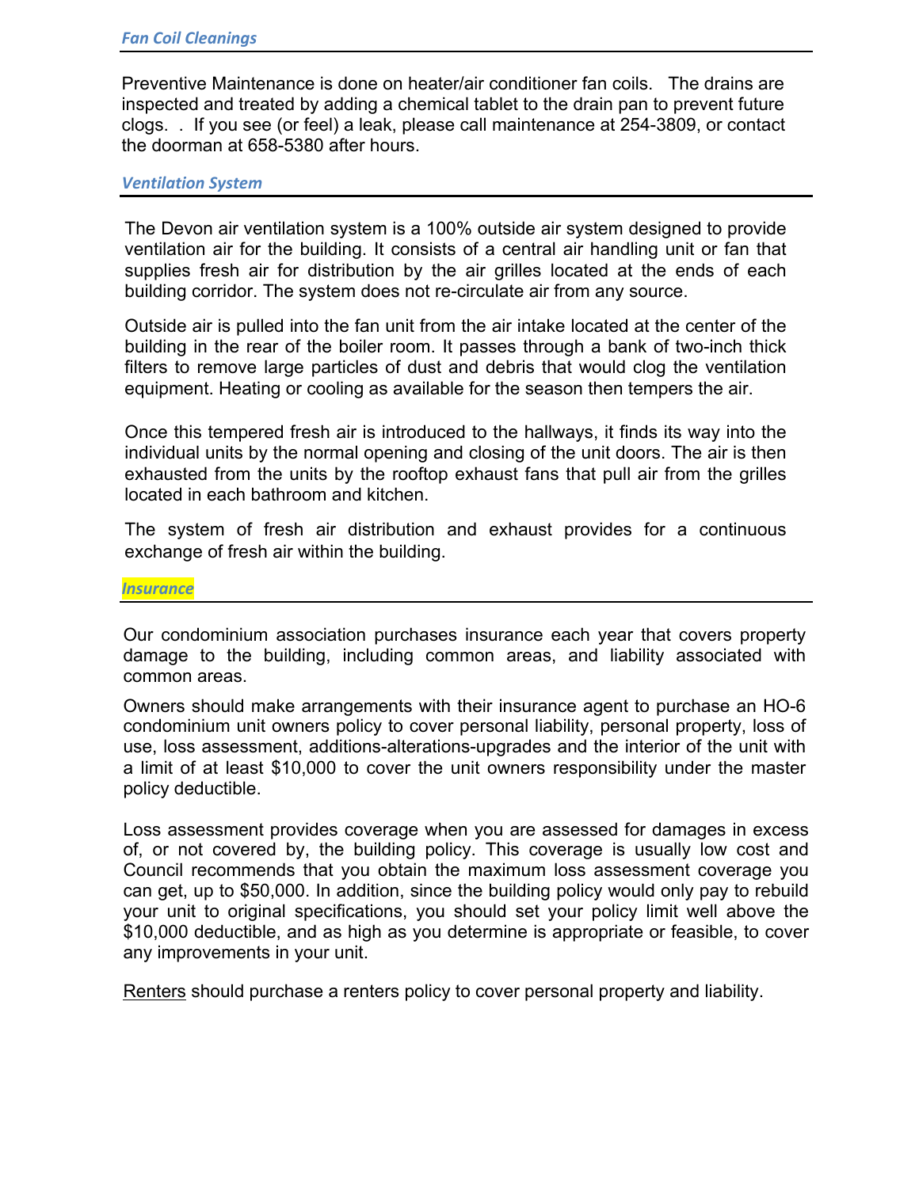### *Fan Coil Cleanings*

Preventive Maintenance is done on heater/air conditioner fan coils. The drains are inspected and treated by adding a chemical tablet to the drain pan to prevent future clogs. . If you see (or feel) a leak, please call maintenance at 254-3809, or contact the doorman at 658-5380 after hours.

### *Ventilation System*

The Devon air ventilation system is a 100% outside air system designed to provide ventilation air for the building. It consists of a central air handling unit or fan that supplies fresh air for distribution by the air grilles located at the ends of each building corridor. The system does not re-circulate air from any source.

Outside air is pulled into the fan unit from the air intake located at the center of the building in the rear of the boiler room. It passes through a bank of two-inch thick filters to remove large particles of dust and debris that would clog the ventilation equipment. Heating or cooling as available for the season then tempers the air.

Once this tempered fresh air is introduced to the hallways, it finds its way into the individual units by the normal opening and closing of the unit doors. The air is then exhausted from the units by the rooftop exhaust fans that pull air from the grilles located in each bathroom and kitchen.

The system of fresh air distribution and exhaust provides for a continuous exchange of fresh air within the building.

### *Insurance*

Our condominium association purchases insurance each year that covers property damage to the building, including common areas, and liability associated with common areas.

Owners should make arrangements with their insurance agent to purchase an HO-6 condominium unit owners policy to cover personal liability, personal property, loss of use, loss assessment, additions-alterations-upgrades and the interior of the unit with a limit of at least $10,000 to cover the unit owners responsibility under the master policy deductible.

Loss assessment provides coverage when you are assessed for damages in excess of, or not covered by, the building policy. This coverage is usually low cost and Council recommends that you obtain the maximum loss assessment coverage you can get, up to $50,000. In addition, since the building policy would only pay to rebuild your unit to original specifications, you should set your policy limit well above the $10,000 deductible, and as high as you determine is appropriate or feasible, to cover any improvements in your unit.

Renters should purchase a renters policy to cover personal property and liability.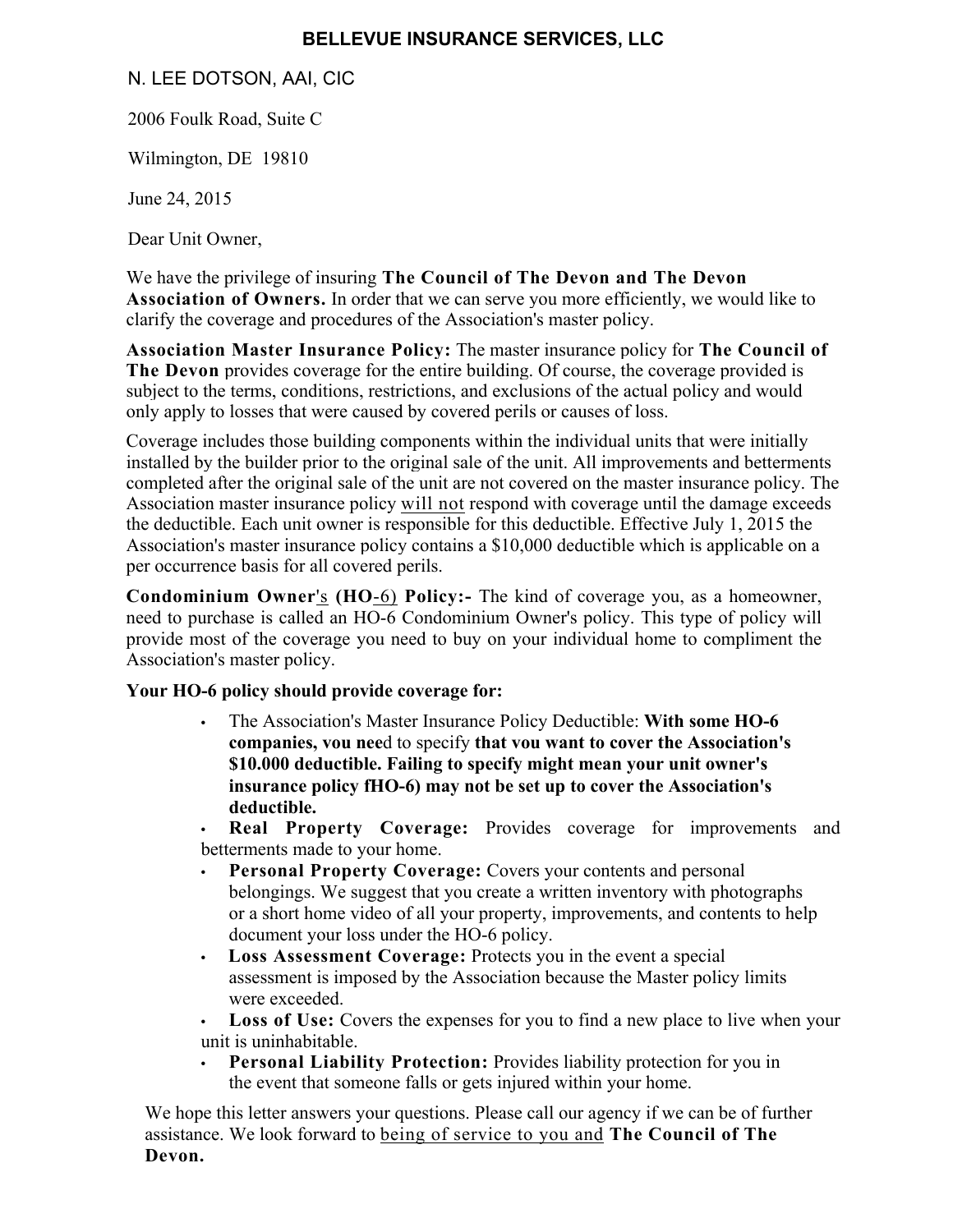# BELLEVUE INSURANCE SERVICES, LLC

N. LEE DOTSON, AAI, CIC

2006 Foulk Road, Suite C

Wilmington, DE 19810

June 24, 2015

Dear Unit Owner,

We have the privilege of insuring **The Council of The Devon and The Devon Association of Owners.** In order that we can serve you more efficiently, we would like to clarify the coverage and procedures of the Association's master policy.

**Association Master Insurance Policy:** The master insurance policy for **The Council of The Devon** provides coverage for the entire building. Of course, the coverage provided is subject to the terms, conditions, restrictions, and exclusions of the actual policy and would only apply to losses that were caused by covered perils or causes of loss.

Coverage includes those building components within the individual units that were initially installed by the builder prior to the original sale of the unit. All improvements and betterments completed after the original sale of the unit are not covered on the master insurance policy. The Association master insurance policy will not respond with coverage until the damage exceeds the deductible. Each unit owner is responsible for this deductible. Effective July 1, 2015 the Association's master insurance policy contains a $10,000 deductible which is applicable on a per occurrence basis for all covered perils.

**Condominium Owner's (HO-6) Policy:-** The kind of coverage you, as a homeowner, need to purchase is called an HO-6 Condominium Owner's policy. This type of policy will provide most of the coverage you need to buy on your individual home to compliment the Association's master policy.

**Your HO-6 policy should provide coverage for:**

- The Association's Master Insurance Policy Deductible: **With some HO-6 companies, you nee**d to specify **that you want to cover the Association's $10.000 deductible. Failing to specify might mean your unit owner's insurance policy fHO-6) may not be set up to cover the Association's deductible.**
- **Real Property Coverage:** Provides coverage for improvements and betterments made to your home.
- **Personal Property Coverage:** Covers your contents and personal belongings. We suggest that you create a written inventory with photographs or a short home video of all your property, improvements, and contents to help document your loss under the HO-6 policy.
- **Loss Assessment Coverage:** Protects you in the event a special assessment is imposed by the Association because the Master policy limits were exceeded.
- **Loss of Use:** Covers the expenses for you to find a new place to live when your unit is uninhabitable.
- **Personal Liability Protection:** Provides liability protection for you in the event that someone falls or gets injured within your home.

We hope this letter answers your questions. Please call our agency if we can be of further assistance. We look forward to being of service to you and **The Council of The Devon.**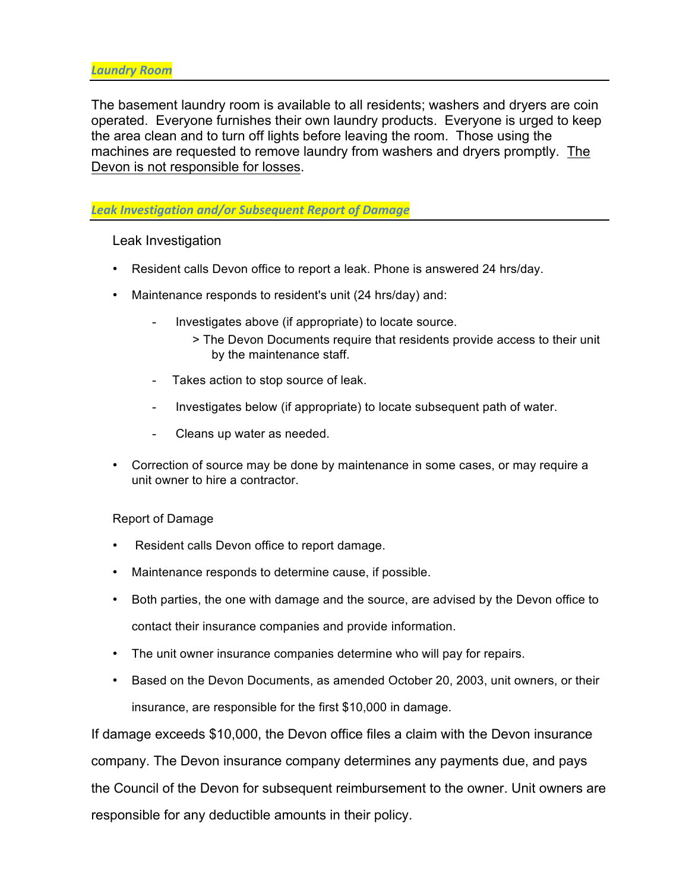## *Laundry Room*

The basement laundry room is available to all residents; washers and dryers are coin operated. Everyone furnishes their own laundry products. Everyone is urged to keep the area clean and to turn off lights before leaving the room. Those using the machines are requested to remove laundry from washers and dryers promptly. <u>The Devon is not responsible for losses</u>.

## *Leak Investigation and/or Subsequent Report of Damage*

### Leak Investigation

- Resident calls Devon office to report a leak. Phone is answered 24 hrs/day.
- Maintenance responds to resident's unit (24 hrs/day) and:
  - Investigates above (if appropriate) to locate source.
    - > The Devon Documents require that residents provide access to their unit by the maintenance staff.
  - Takes action to stop source of leak.
  - Investigates below (if appropriate) to locate subsequent path of water.
  - Cleans up water as needed.
- Correction of source may be done by maintenance in some cases, or may require a unit owner to hire a contractor.

### Report of Damage

- Resident calls Devon office to report damage.
- Maintenance responds to determine cause, if possible.
- Both parties, the one with damage and the source, are advised by the Devon office to contact their insurance companies and provide information.
- The unit owner insurance companies determine who will pay for repairs.
- Based on the Devon Documents, as amended October 20, 2003, unit owners, or their insurance, are responsible for the first $10,000 in damage.

If damage exceeds $10,000, the Devon office files a claim with the Devon insurance company. The Devon insurance company determines any payments due, and pays the Council of the Devon for subsequent reimbursement to the owner. Unit owners are responsible for any deductible amounts in their policy.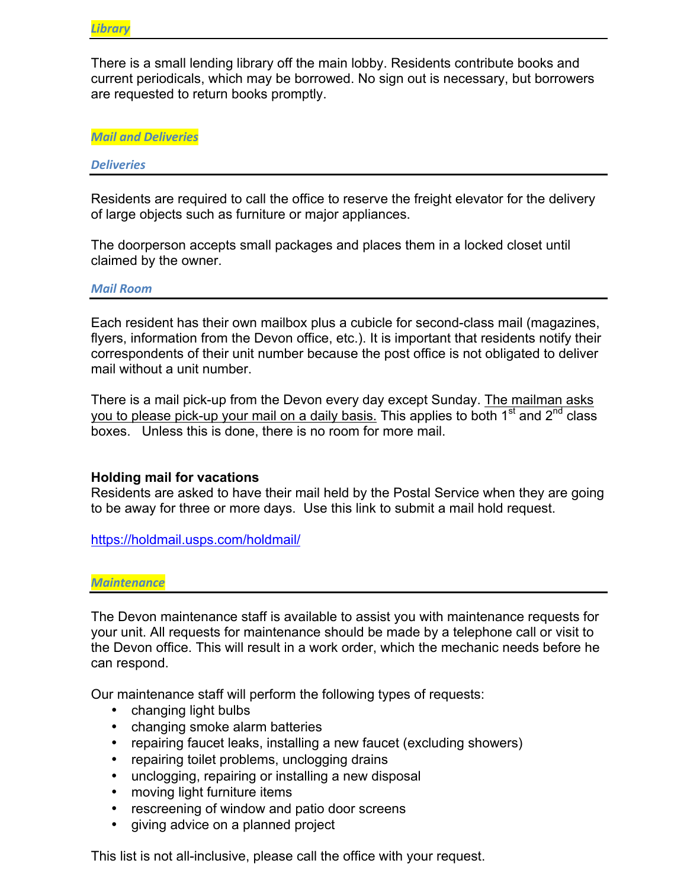## *Library*

There is a small lending library off the main lobby. Residents contribute books and current periodicals, which may be borrowed. No sign out is necessary, but borrowers are requested to return books promptly.

## *Mail and Deliveries*

### *Deliveries*

Residents are required to call the office to reserve the freight elevator for the delivery of large objects such as furniture or major appliances.

The doorperson accepts small packages and places them in a locked closet until claimed by the owner.

### *Mail Room*

Each resident has their own mailbox plus a cubicle for second-class mail (magazines, flyers, information from the Devon office, etc.). It is important that residents notify their correspondents of their unit number because the post office is not obligated to deliver mail without a unit number.

There is a mail pick-up from the Devon every day except Sunday. The mailman asks you to please pick-up your mail on a daily basis. This applies to both 1st and 2nd class boxes. Unless this is done, there is no room for more mail.

**Holding mail for vacations**

Residents are asked to have their mail held by the Postal Service when they are going to be away for three or more days. Use this link to submit a mail hold request.

https://holdmail.usps.com/holdmail/

## *Maintenance*

The Devon maintenance staff is available to assist you with maintenance requests for your unit. All requests for maintenance should be made by a telephone call or visit to the Devon office. This will result in a work order, which the mechanic needs before he can respond.

Our maintenance staff will perform the following types of requests:

- changing light bulbs
- changing smoke alarm batteries
- repairing faucet leaks, installing a new faucet (excluding showers)
- repairing toilet problems, unclogging drains
- unclogging, repairing or installing a new disposal
- moving light furniture items
- rescreening of window and patio door screens
- giving advice on a planned project

This list is not all-inclusive, please call the office with your request.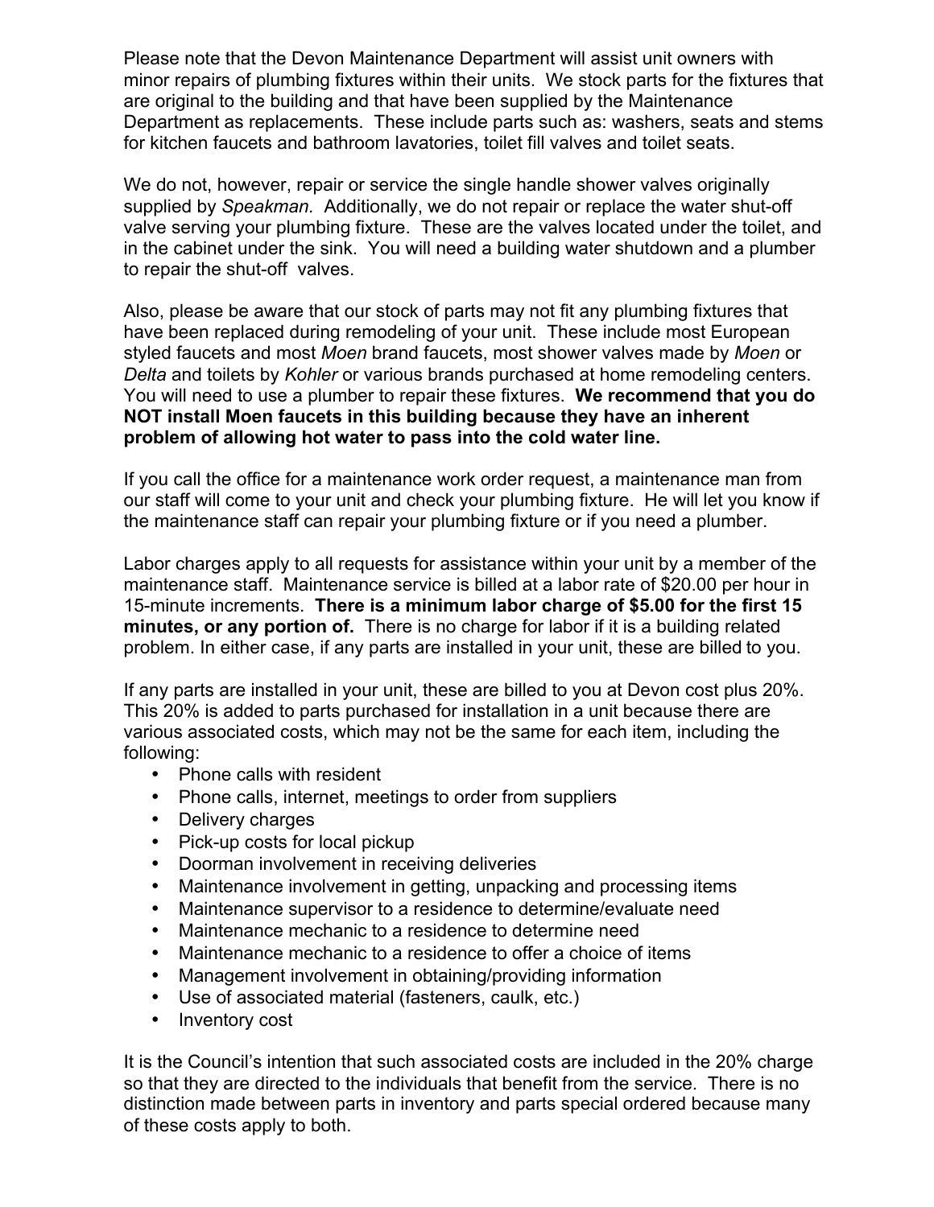Please note that the Devon Maintenance Department will assist unit owners with minor repairs of plumbing fixtures within their units. We stock parts for the fixtures that are original to the building and that have been supplied by the Maintenance Department as replacements. These include parts such as: washers, seats and stems for kitchen faucets and bathroom lavatories, toilet fill valves and toilet seats.

We do not, however, repair or service the single handle shower valves originally supplied by *Speakman.* Additionally, we do not repair or replace the water shut-off valve serving your plumbing fixture. These are the valves located under the toilet, and in the cabinet under the sink. You will need a building water shutdown and a plumber to repair the shut-off valves.

Also, please be aware that our stock of parts may not fit any plumbing fixtures that have been replaced during remodeling of your unit. These include most European styled faucets and most *Moen* brand faucets, most shower valves made by *Moen* or *Delta* and toilets by *Kohler* or various brands purchased at home remodeling centers. You will need to use a plumber to repair these fixtures. **We recommend that you do NOT install Moen faucets in this building because they have an inherent problem of allowing hot water to pass into the cold water line.**

If you call the office for a maintenance work order request, a maintenance man from our staff will come to your unit and check your plumbing fixture. He will let you know if the maintenance staff can repair your plumbing fixture or if you need a plumber.

Labor charges apply to all requests for assistance within your unit by a member of the maintenance staff. Maintenance service is billed at a labor rate of $20.00 per hour in 15-minute increments. **There is a minimum labor charge of $5.00 for the first 15 minutes, or any portion of.** There is no charge for labor if it is a building related problem. In either case, if any parts are installed in your unit, these are billed to you.

If any parts are installed in your unit, these are billed to you at Devon cost plus 20%. This 20% is added to parts purchased for installation in a unit because there are various associated costs, which may not be the same for each item, including the following:

- Phone calls with resident
- Phone calls, internet, meetings to order from suppliers
- Delivery charges
- Pick-up costs for local pickup
- Doorman involvement in receiving deliveries
- Maintenance involvement in getting, unpacking and processing items
- Maintenance supervisor to a residence to determine/evaluate need
- Maintenance mechanic to a residence to determine need
- Maintenance mechanic to a residence to offer a choice of items
- Management involvement in obtaining/providing information
- Use of associated material (fasteners, caulk, etc.)
- Inventory cost

It is the Council's intention that such associated costs are included in the 20% charge so that they are directed to the individuals that benefit from the service. There is no distinction made between parts in inventory and parts special ordered because many of these costs apply to both.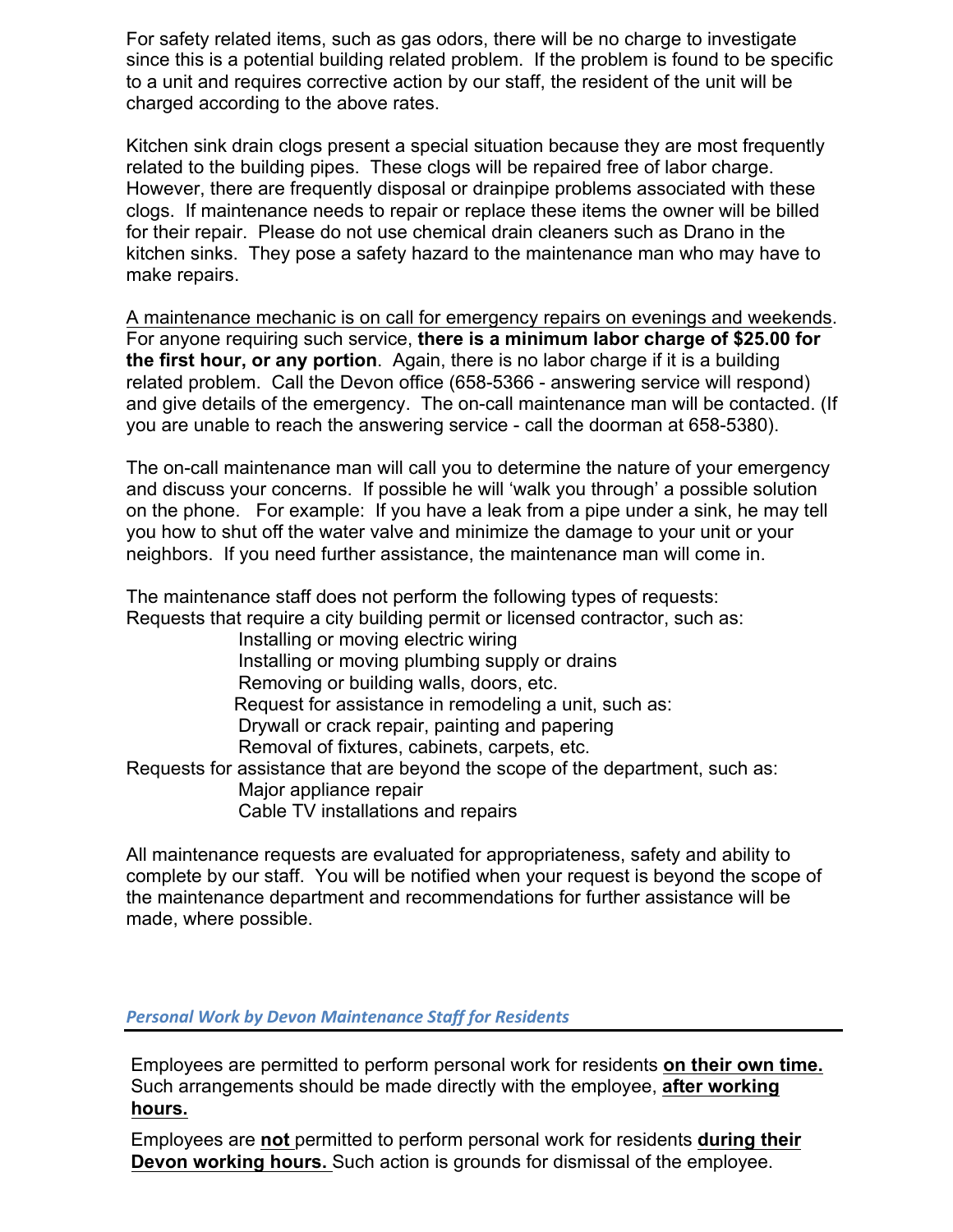For safety related items, such as gas odors, there will be no charge to investigate since this is a potential building related problem. If the problem is found to be specific to a unit and requires corrective action by our staff, the resident of the unit will be charged according to the above rates.

Kitchen sink drain clogs present a special situation because they are most frequently related to the building pipes. These clogs will be repaired free of labor charge. However, there are frequently disposal or drainpipe problems associated with these clogs. If maintenance needs to repair or replace these items the owner will be billed for their repair. Please do not use chemical drain cleaners such as Drano in the kitchen sinks. They pose a safety hazard to the maintenance man who may have to make repairs.

<u>A maintenance mechanic is on call for emergency repairs on evenings and weekends</u>. For anyone requiring such service, **there is a minimum labor charge of $25.00 for the first hour, or any portion**. Again, there is no labor charge if it is a building related problem. Call the Devon office (658-5366 - answering service will respond) and give details of the emergency. The on-call maintenance man will be contacted. (If you are unable to reach the answering service - call the doorman at 658-5380).

The on-call maintenance man will call you to determine the nature of your emergency and discuss your concerns. If possible he will 'walk you through' a possible solution on the phone. For example: If you have a leak from a pipe under a sink, he may tell you how to shut off the water valve and minimize the damage to your unit or your neighbors. If you need further assistance, the maintenance man will come in.

The maintenance staff does not perform the following types of requests:

Requests that require a city building permit or licensed contractor, such as:

- Installing or moving electric wiring
- Installing or moving plumbing supply or drains
- Removing or building walls, doors, etc.
- Request for assistance in remodeling a unit, such as:
- Drywall or crack repair, painting and papering
- Removal of fixtures, cabinets, carpets, etc.

Requests for assistance that are beyond the scope of the department, such as:

- Major appliance repair
- Cable TV installations and repairs

All maintenance requests are evaluated for appropriateness, safety and ability to complete by our staff. You will be notified when your request is beyond the scope of the maintenance department and recommendations for further assistance will be made, where possible.

## *Personal Work by Devon Maintenance Staff for Residents*

Employees are permitted to perform personal work for residents **<u>on their own time.</u>** Such arrangements should be made directly with the employee, **<u>after working hours.</u>**

Employees are **<u>not</u>** permitted to perform personal work for residents **<u>during their Devon working hours.</u>** Such action is grounds for dismissal of the employee.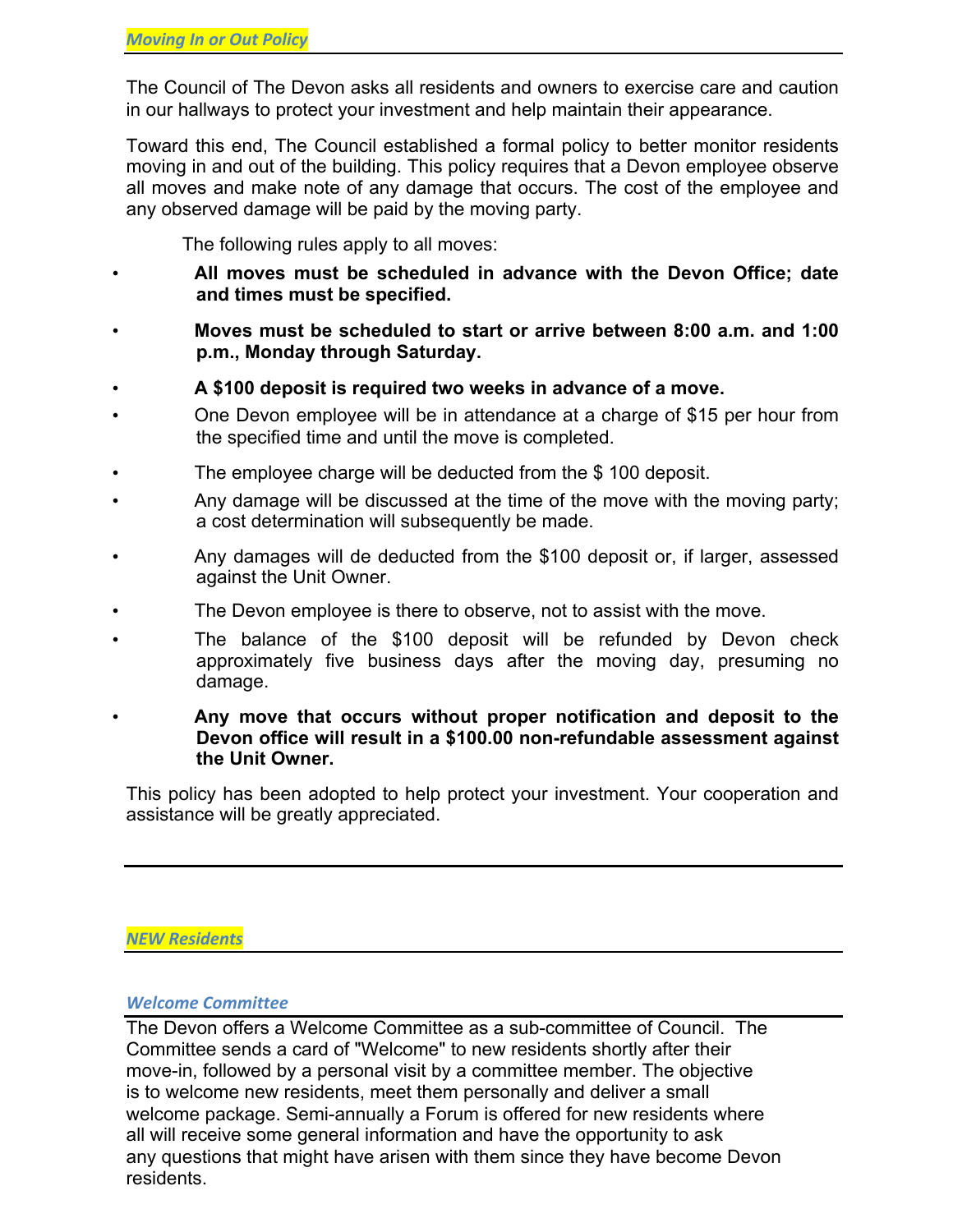## *Moving In or Out Policy*

The Council of The Devon asks all residents and owners to exercise care and caution in our hallways to protect your investment and help maintain their appearance.

Toward this end, The Council established a formal policy to better monitor residents moving in and out of the building. This policy requires that a Devon employee observe all moves and make note of any damage that occurs. The cost of the employee and any observed damage will be paid by the moving party.

The following rules apply to all moves:

- **All moves must be scheduled in advance with the Devon Office; date and times must be specified.**
- **Moves must be scheduled to start or arrive between 8:00 a.m. and 1:00 p.m., Monday through Saturday.**
- **A $100 deposit is required two weeks in advance of a move.**
- One Devon employee will be in attendance at a charge of $15 per hour from the specified time and until the move is completed.
- The employee charge will be deducted from the $ 100 deposit.
- Any damage will be discussed at the time of the move with the moving party; a cost determination will subsequently be made.
- Any damages will de deducted from the $100 deposit or, if larger, assessed against the Unit Owner.
- The Devon employee is there to observe, not to assist with the move.
- The balance of the $100 deposit will be refunded by Devon check approximately five business days after the moving day, presuming no damage.
- **Any move that occurs without proper notification and deposit to the Devon office will result in a $100.00 non-refundable assessment against the Unit Owner.**

This policy has been adopted to help protect your investment. Your cooperation and assistance will be greatly appreciated.

---

## *NEW Residents*

### *Welcome Committee*

The Devon offers a Welcome Committee as a sub-committee of Council. The Committee sends a card of "Welcome" to new residents shortly after their move-in, followed by a personal visit by a committee member. The objective is to welcome new residents, meet them personally and deliver a small welcome package. Semi-annually a Forum is offered for new residents where all will receive some general information and have the opportunity to ask any questions that might have arisen with them since they have become Devon residents.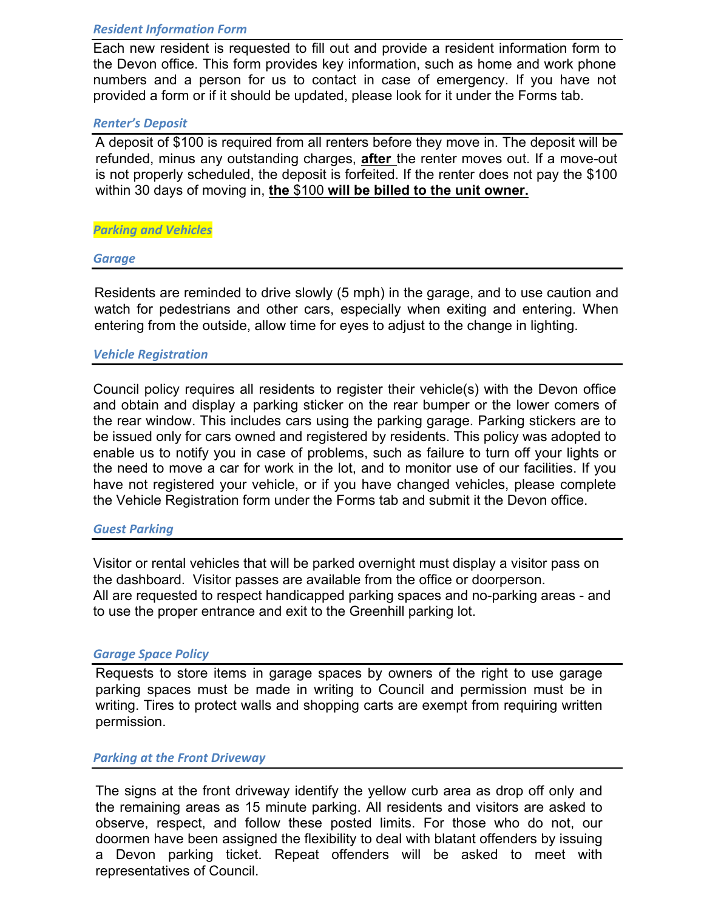### *Resident Information Form*

Each new resident is requested to fill out and provide a resident information form to the Devon office. This form provides key information, such as home and work phone numbers and a person for us to contact in case of emergency. If you have not provided a form or if it should be updated, please look for it under the Forms tab.

### *Renter's Deposit*

A deposit of $100 is required from all renters before they move in. The deposit will be refunded, minus any outstanding charges, **after** the renter moves out. If a move-out is not properly scheduled, the deposit is forfeited. If the renter does not pay the $100 within 30 days of moving in, **the $100 will be billed to the unit owner.**

## *Parking and Vehicles*

### *Garage*

Residents are reminded to drive slowly (5 mph) in the garage, and to use caution and watch for pedestrians and other cars, especially when exiting and entering. When entering from the outside, allow time for eyes to adjust to the change in lighting.

### *Vehicle Registration*

Council policy requires all residents to register their vehicle(s) with the Devon office and obtain and display a parking sticker on the rear bumper or the lower comers of the rear window. This includes cars using the parking garage. Parking stickers are to be issued only for cars owned and registered by residents. This policy was adopted to enable us to notify you in case of problems, such as failure to turn off your lights or the need to move a car for work in the lot, and to monitor use of our facilities. If you have not registered your vehicle, or if you have changed vehicles, please complete the Vehicle Registration form under the Forms tab and submit it the Devon office.

### *Guest Parking*

Visitor or rental vehicles that will be parked overnight must display a visitor pass on the dashboard. Visitor passes are available from the office or doorperson.
All are requested to respect handicapped parking spaces and no-parking areas - and to use the proper entrance and exit to the Greenhill parking lot.

### *Garage Space Policy*

Requests to store items in garage spaces by owners of the right to use garage parking spaces must be made in writing to Council and permission must be in writing. Tires to protect walls and shopping carts are exempt from requiring written permission.

### *Parking at the Front Driveway*

The signs at the front driveway identify the yellow curb area as drop off only and the remaining areas as 15 minute parking. All residents and visitors are asked to observe, respect, and follow these posted limits. For those who do not, our doormen have been assigned the flexibility to deal with blatant offenders by issuing a Devon parking ticket. Repeat offenders will be asked to meet with representatives of Council.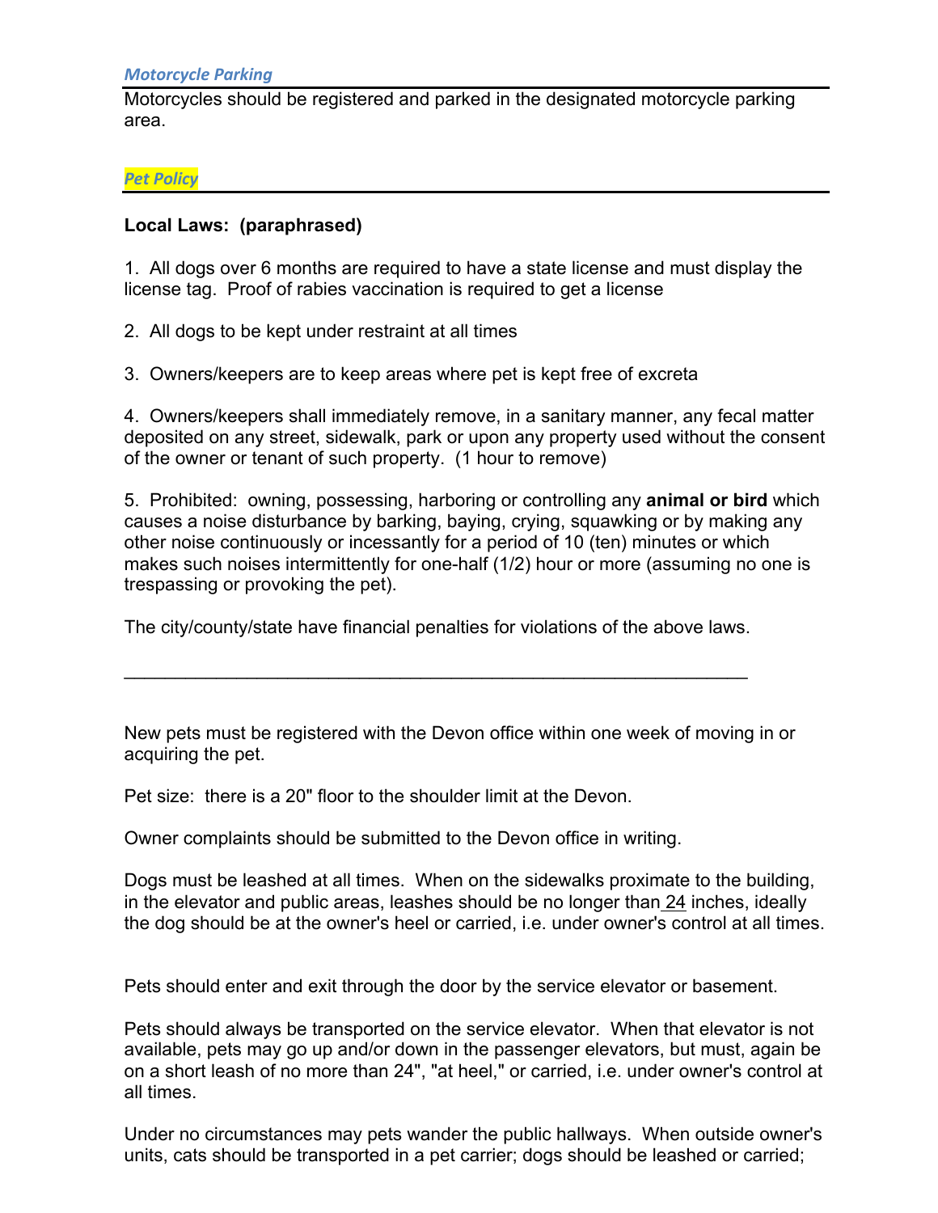### *Motorcycle Parking*

Motorcycles should be registered and parked in the designated motorcycle parking area.

### *Pet Policy*

**Local Laws: (paraphrased)**

1. All dogs over 6 months are required to have a state license and must display the license tag. Proof of rabies vaccination is required to get a license

2. All dogs to be kept under restraint at all times

3. Owners/keepers are to keep areas where pet is kept free of excreta

4. Owners/keepers shall immediately remove, in a sanitary manner, any fecal matter deposited on any street, sidewalk, park or upon any property used without the consent of the owner or tenant of such property. (1 hour to remove)

5. Prohibited: owning, possessing, harboring or controlling any **animal or bird** which causes a noise disturbance by barking, baying, crying, squawking or by making any other noise continuously or incessantly for a period of 10 (ten) minutes or which makes such noises intermittently for one-half (1/2) hour or more (assuming no one is trespassing or provoking the pet).

The city/county/state have financial penalties for violations of the above laws.

---

New pets must be registered with the Devon office within one week of moving in or acquiring the pet.

Pet size: there is a 20" floor to the shoulder limit at the Devon.

Owner complaints should be submitted to the Devon office in writing.

Dogs must be leashed at all times. When on the sidewalks proximate to the building, in the elevator and public areas, leashes should be no longer than 24 inches, ideally the dog should be at the owner's heel or carried, i.e. under owner's control at all times.

Pets should enter and exit through the door by the service elevator or basement.

Pets should always be transported on the service elevator. When that elevator is not available, pets may go up and/or down in the passenger elevators, but must, again be on a short leash of no more than 24", "at heel," or carried, i.e. under owner's control at all times.

Under no circumstances may pets wander the public hallways. When outside owner's units, cats should be transported in a pet carrier; dogs should be leashed or carried;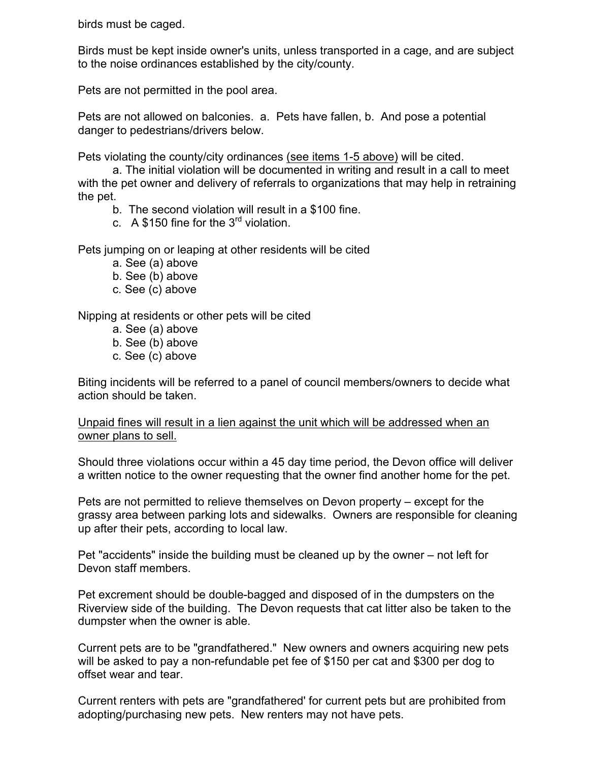birds must be caged.

Birds must be kept inside owner's units, unless transported in a cage, and are subject to the noise ordinances established by the city/county.

Pets are not permitted in the pool area.

Pets are not allowed on balconies. a. Pets have fallen, b. And pose a potential danger to pedestrians/drivers below.

Pets violating the county/city ordinances <u>(see items 1-5 above)</u> will be cited.

a. The initial violation will be documented in writing and result in a call to meet with the pet owner and delivery of referrals to organizations that may help in retraining the pet.

b. The second violation will result in a $100 fine.

c. A $150 fine for the 3rd violation.

Pets jumping on or leaping at other residents will be cited

a. See (a) above
b. See (b) above
c. See (c) above

Nipping at residents or other pets will be cited

a. See (a) above
b. See (b) above
c. See (c) above

Biting incidents will be referred to a panel of council members/owners to decide what action should be taken.

<u>Unpaid fines will result in a lien against the unit which will be addressed when an owner plans to sell.</u>

Should three violations occur within a 45 day time period, the Devon office will deliver a written notice to the owner requesting that the owner find another home for the pet.

Pets are not permitted to relieve themselves on Devon property – except for the grassy area between parking lots and sidewalks. Owners are responsible for cleaning up after their pets, according to local law.

Pet "accidents" inside the building must be cleaned up by the owner – not left for Devon staff members.

Pet excrement should be double-bagged and disposed of in the dumpsters on the Riverview side of the building. The Devon requests that cat litter also be taken to the dumpster when the owner is able.

Current pets are to be "grandfathered." New owners and owners acquiring new pets will be asked to pay a non-refundable pet fee of $150 per cat and $300 per dog to offset wear and tear.

Current renters with pets are "grandfathered' for current pets but are prohibited from adopting/purchasing new pets. New renters may not have pets.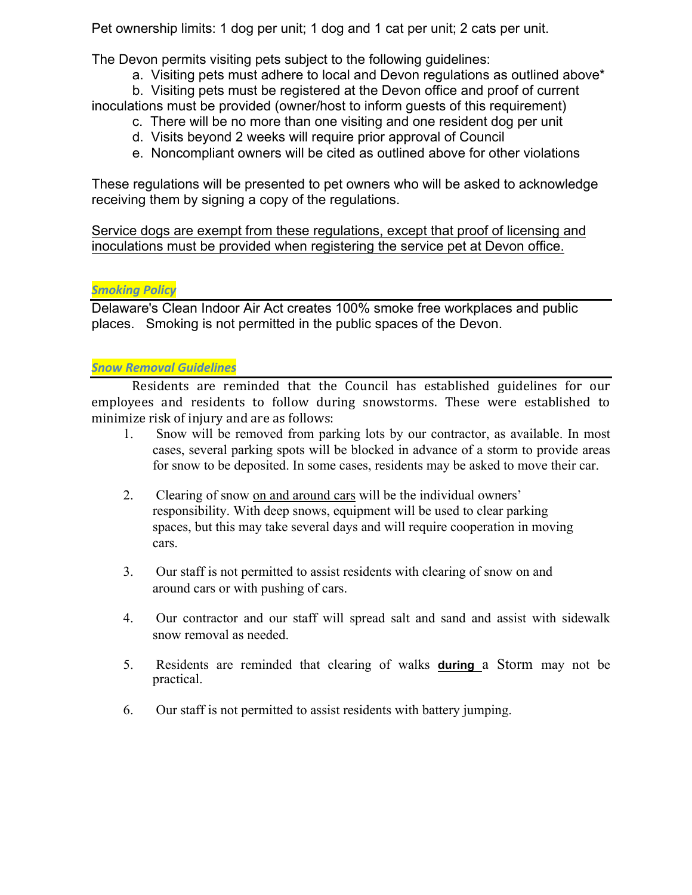Pet ownership limits: 1 dog per unit; 1 dog and 1 cat per unit; 2 cats per unit.

The Devon permits visiting pets subject to the following guidelines:

a. Visiting pets must adhere to local and Devon regulations as outlined above*
b. Visiting pets must be registered at the Devon office and proof of current inoculations must be provided (owner/host to inform guests of this requirement)
c. There will be no more than one visiting and one resident dog per unit
d. Visits beyond 2 weeks will require prior approval of Council
e. Noncompliant owners will be cited as outlined above for other violations

These regulations will be presented to pet owners who will be asked to acknowledge receiving them by signing a copy of the regulations.

<u>Service dogs are exempt from these regulations, except that proof of licensing and inoculations must be provided when registering the service pet at Devon office.</u>

## ***Smoking Policy***

Delaware's Clean Indoor Air Act creates 100% smoke free workplaces and public places. Smoking is not permitted in the public spaces of the Devon.

## ***Snow Removal Guidelines***

Residents are reminded that the Council has established guidelines for our employees and residents to follow during snowstorms. These were established to minimize risk of injury and are as follows:

1. Snow will be removed from parking lots by our contractor, as available. In most cases, several parking spots will be blocked in advance of a storm to provide areas for snow to be deposited. In some cases, residents may be asked to move their car.

2. Clearing of snow <u>on and around cars</u> will be the individual owners' responsibility. With deep snows, equipment will be used to clear parking spaces, but this may take several days and will require cooperation in moving cars.

3. Our staff is not permitted to assist residents with clearing of snow on and around cars or with pushing of cars.

4. Our contractor and our staff will spread salt and sand and assist with sidewalk snow removal as needed.

5. Residents are reminded that clearing of walks <u>**during**</u> a Storm may not be practical.

6. Our staff is not permitted to assist residents with battery jumping.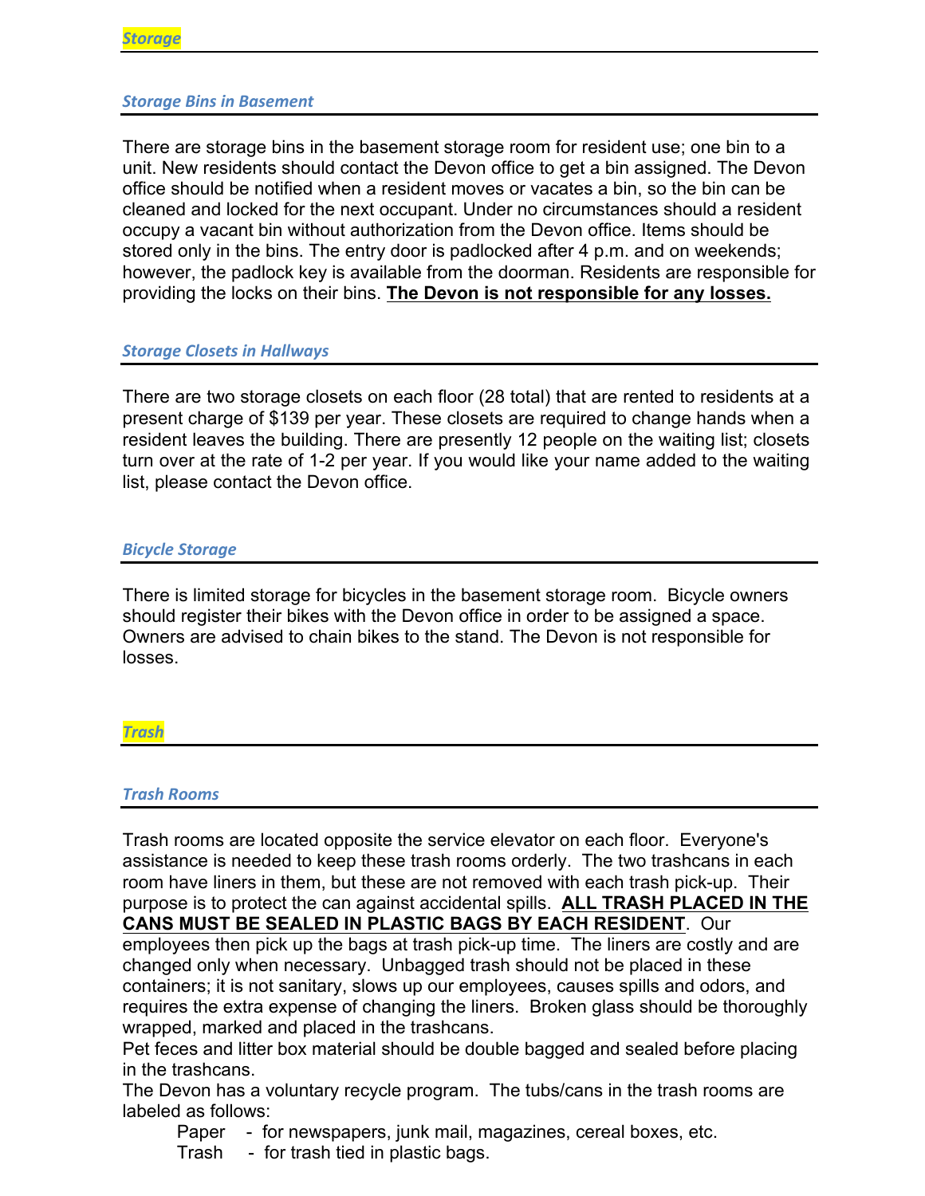## *Storage*

### *Storage Bins in Basement*

There are storage bins in the basement storage room for resident use; one bin to a unit. New residents should contact the Devon office to get a bin assigned. The Devon office should be notified when a resident moves or vacates a bin, so the bin can be cleaned and locked for the next occupant. Under no circumstances should a resident occupy a vacant bin without authorization from the Devon office. Items should be stored only in the bins. The entry door is padlocked after 4 p.m. and on weekends; however, the padlock key is available from the doorman. Residents are responsible for providing the locks on their bins. **The Devon is not responsible for any losses.**

### *Storage Closets in Hallways*

There are two storage closets on each floor (28 total) that are rented to residents at a present charge of $139 per year. These closets are required to change hands when a resident leaves the building. There are presently 12 people on the waiting list; closets turn over at the rate of 1-2 per year. If you would like your name added to the waiting list, please contact the Devon office.

### *Bicycle Storage*

There is limited storage for bicycles in the basement storage room. Bicycle owners should register their bikes with the Devon office in order to be assigned a space. Owners are advised to chain bikes to the stand. The Devon is not responsible for losses.

## *Trash*

### *Trash Rooms*

Trash rooms are located opposite the service elevator on each floor. Everyone's assistance is needed to keep these trash rooms orderly. The two trashcans in each room have liners in them, but these are not removed with each trash pick-up. Their purpose is to protect the can against accidental spills. **ALL TRASH PLACED IN THE CANS MUST BE SEALED IN PLASTIC BAGS BY EACH RESIDENT**. Our employees then pick up the bags at trash pick-up time. The liners are costly and are changed only when necessary. Unbagged trash should not be placed in these containers; it is not sanitary, slows up our employees, causes spills and odors, and requires the extra expense of changing the liners. Broken glass should be thoroughly wrapped, marked and placed in the trashcans.

Pet feces and litter box material should be double bagged and sealed before placing in the trashcans.

The Devon has a voluntary recycle program. The tubs/cans in the trash rooms are labeled as follows:

- Paper - for newspapers, junk mail, magazines, cereal boxes, etc.
- Trash - for trash tied in plastic bags.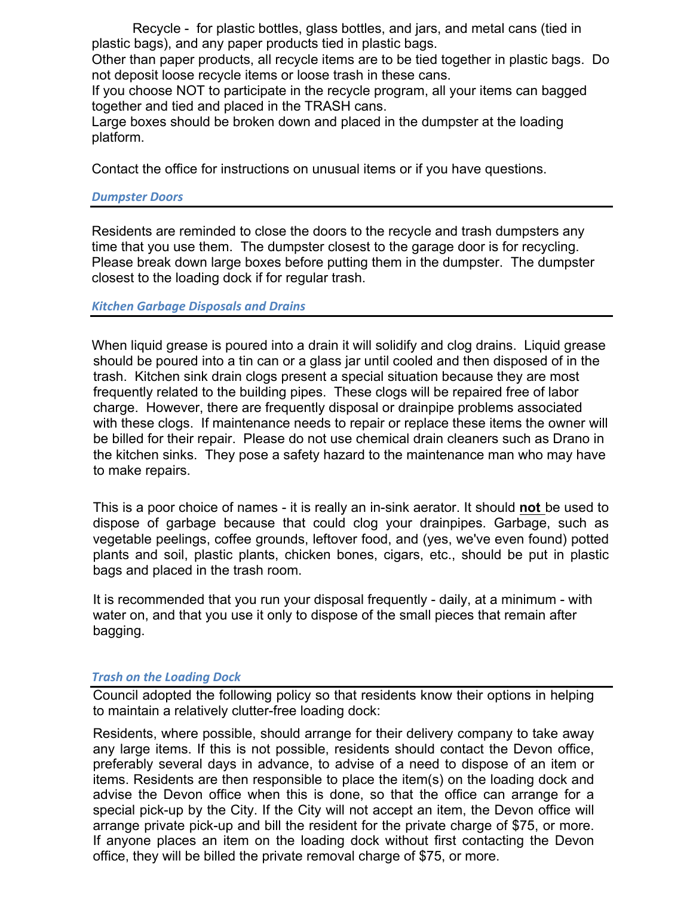Recycle - for plastic bottles, glass bottles, and jars, and metal cans (tied in plastic bags), and any paper products tied in plastic bags.

Other than paper products, all recycle items are to be tied together in plastic bags. Do not deposit loose recycle items or loose trash in these cans.

If you choose NOT to participate in the recycle program, all your items can bagged together and tied and placed in the TRASH cans.

Large boxes should be broken down and placed in the dumpster at the loading platform.

Contact the office for instructions on unusual items or if you have questions.

### *Dumpster Doors*

Residents are reminded to close the doors to the recycle and trash dumpsters any time that you use them. The dumpster closest to the garage door is for recycling. Please break down large boxes before putting them in the dumpster. The dumpster closest to the loading dock if for regular trash.

### *Kitchen Garbage Disposals and Drains*

When liquid grease is poured into a drain it will solidify and clog drains. Liquid grease should be poured into a tin can or a glass jar until cooled and then disposed of in the trash. Kitchen sink drain clogs present a special situation because they are most frequently related to the building pipes. These clogs will be repaired free of labor charge. However, there are frequently disposal or drainpipe problems associated with these clogs. If maintenance needs to repair or replace these items the owner will be billed for their repair. Please do not use chemical drain cleaners such as Drano in the kitchen sinks. They pose a safety hazard to the maintenance man who may have to make repairs.

This is a poor choice of names - it is really an in-sink aerator. It should **not** be used to dispose of garbage because that could clog your drainpipes. Garbage, such as vegetable peelings, coffee grounds, leftover food, and (yes, we've even found) potted plants and soil, plastic plants, chicken bones, cigars, etc., should be put in plastic bags and placed in the trash room.

It is recommended that you run your disposal frequently - daily, at a minimum - with water on, and that you use it only to dispose of the small pieces that remain after bagging.

### *Trash on the Loading Dock*

Council adopted the following policy so that residents know their options in helping to maintain a relatively clutter-free loading dock:

Residents, where possible, should arrange for their delivery company to take away any large items. If this is not possible, residents should contact the Devon office, preferably several days in advance, to advise of a need to dispose of an item or items. Residents are then responsible to place the item(s) on the loading dock and advise the Devon office when this is done, so that the office can arrange for a special pick-up by the City. If the City will not accept an item, the Devon office will arrange private pick-up and bill the resident for the private charge of $75, or more. If anyone places an item on the loading dock without first contacting the Devon office, they will be billed the private removal charge of $75, or more.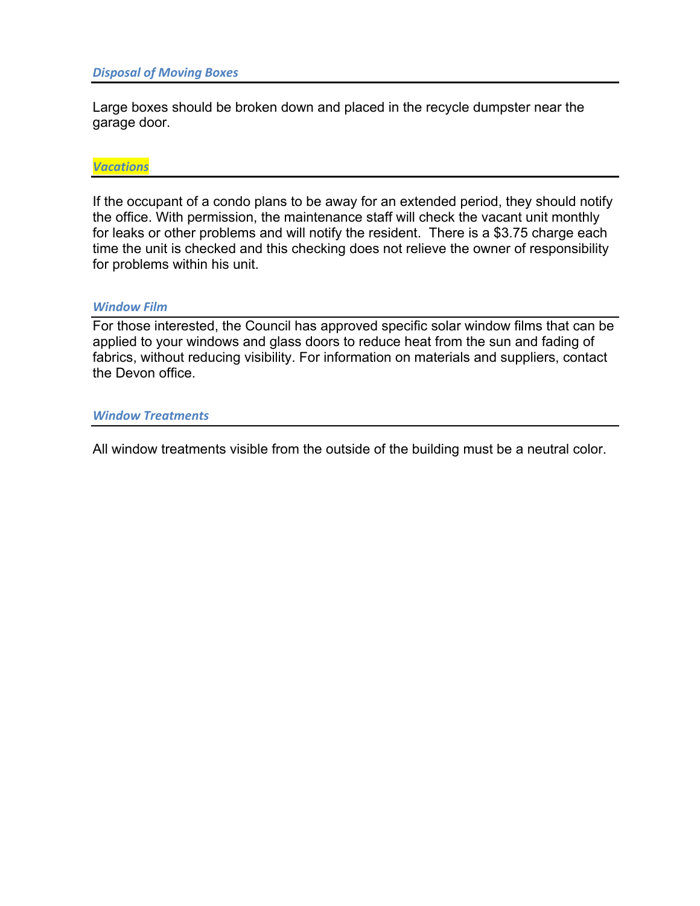### *Disposal of Moving Boxes*

Large boxes should be broken down and placed in the recycle dumpster near the garage door.

### *Vacations*

If the occupant of a condo plans to be away for an extended period, they should notify the office. With permission, the maintenance staff will check the vacant unit monthly for leaks or other problems and will notify the resident. There is a $3.75 charge each time the unit is checked and this checking does not relieve the owner of responsibility for problems within his unit.

### *Window Film*

For those interested, the Council has approved specific solar window films that can be applied to your windows and glass doors to reduce heat from the sun and fading of fabrics, without reducing visibility. For information on materials and suppliers, contact the Devon office.

### *Window Treatments*

All window treatments visible from the outside of the building must be a neutral color.